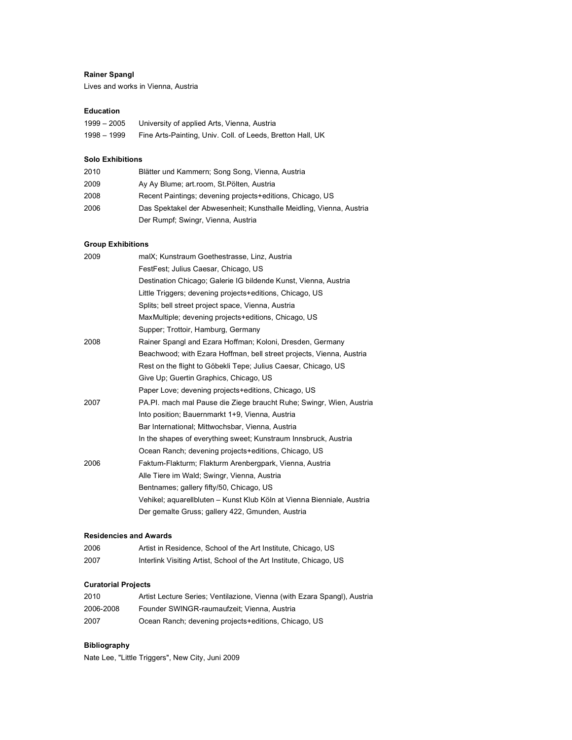**Rainer Spangl**

Lives and works in Vienna, Austria

**Education**

| | |
|---|---|
| 1999 – 2005 | University of applied Arts, Vienna, Austria |
| 1998 – 1999 | Fine Arts-Painting, Univ. Coll. of Leeds, Bretton Hall, UK |

**Solo Exhibitions**

| | |
|---|---|
| 2010 | Blätter und Kammern; Song Song, Vienna, Austria |
| 2009 | Ay Ay Blume; art.room, St.Pölten, Austria |
| 2008 | Recent Paintings; devening projects+editions, Chicago, US |
| 2006 | Das Spektakel der Abwesenheit; Kunsthalle Meidling, Vienna, Austria |
| | Der Rumpf; Swingr, Vienna, Austria |

**Group Exhibitions**

| | |
|---|---|
| 2009 | malX; Kunstraum Goethestrasse, Linz, Austria |
| | FestFest; Julius Caesar, Chicago, US |
| | Destination Chicago; Galerie IG bildende Kunst, Vienna, Austria |
| | Little Triggers; devening projects+editions, Chicago, US |
| | Splits; bell street project space, Vienna, Austria |
| | MaxMultiple; devening projects+editions, Chicago, US |
| | Supper; Trottoir, Hamburg, Germany |
| 2008 | Rainer Spangl and Ezara Hoffman; Koloni, Dresden, Germany |
| | Beachwood; with Ezara Hoffman, bell street projects, Vienna, Austria |
| | Rest on the flight to Göbekli Tepe; Julius Caesar, Chicago, US |
| | Give Up; Guertin Graphics, Chicago, US |
| | Paper Love; devening projects+editions, Chicago, US |
| 2007 | PA.PI. mach mal Pause die Ziege braucht Ruhe; Swingr, Wien, Austria |
| | Into position; Bauernmarkt 1+9, Vienna, Austria |
| | Bar International; Mittwochsbar, Vienna, Austria |
| | In the shapes of everything sweet; Kunstraum Innsbruck, Austria |
| | Ocean Ranch; devening projects+editions, Chicago, US |
| 2006 | Faktum-Flakturm; Flakturm Arenbergpark, Vienna, Austria |
| | Alle Tiere im Wald; Swingr, Vienna, Austria |
| | Bentnames; gallery fifty/50, Chicago, US |
| | Vehikel; aquarellbluten – Kunst Klub Köln at Vienna Bienniale, Austria |
| | Der gemalte Gruss; gallery 422, Gmunden, Austria |

**Residencies and Awards**

| | |
|---|---|
| 2006 | Artist in Residence, School of the Art Institute, Chicago, US |
| 2007 | Interlink Visiting Artist, School of the Art Institute, Chicago, US |

**Curatorial Projects**

| | |
|---|---|
| 2010 | Artist Lecture Series; Ventilazione, Vienna (with Ezara Spangl), Austria |
| 2006-2008 | Founder SWINGR-raumaufzeit; Vienna, Austria |
| 2007 | Ocean Ranch; devening projects+editions, Chicago, US |

**Bibliography**

Nate Lee, "Little Triggers", New City, Juni 2009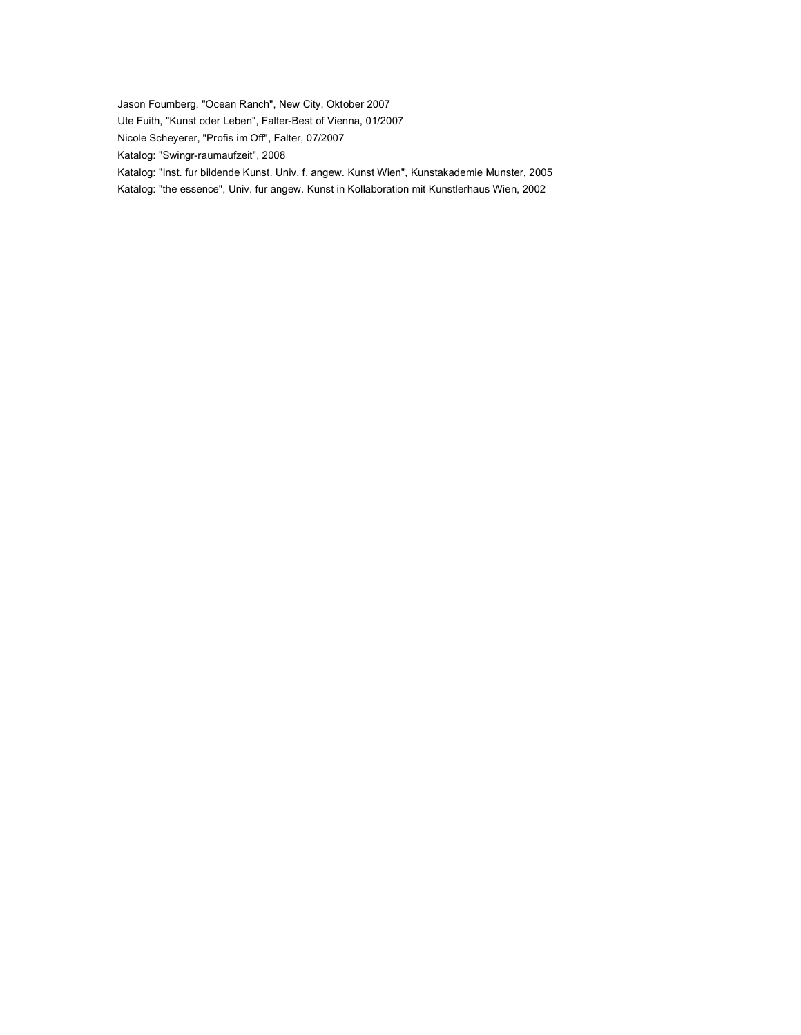Jason Foumberg, "Ocean Ranch", New City, Oktober 2007

Ute Fuith, "Kunst oder Leben", Falter-Best of Vienna, 01/2007

Nicole Scheyerer, "Profis im Off", Falter, 07/2007

Katalog: "Swingr-raumaufzeit", 2008

Katalog: "Inst. fur bildende Kunst. Univ. f. angew. Kunst Wien", Kunstakademie Munster, 2005

Katalog: "the essence", Univ. fur angew. Kunst in Kollaboration mit Kunstlerhaus Wien, 2002